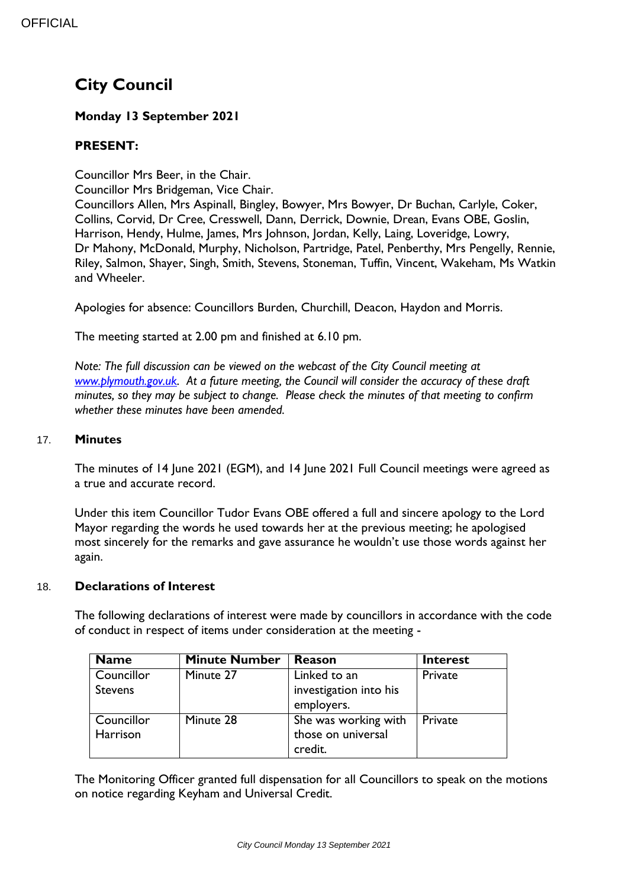# City Council

**Monday 13 September 2021**

**PRESENT:**

Councillor Mrs Beer, in the Chair.
Councillor Mrs Bridgeman, Vice Chair.
Councillors Allen, Mrs Aspinall, Bingley, Bowyer, Mrs Bowyer, Dr Buchan, Carlyle, Coker, Collins, Corvid, Dr Cree, Cresswell, Dann, Derrick, Downie, Drean, Evans OBE, Goslin, Harrison, Hendy, Hulme, James, Mrs Johnson, Jordan, Kelly, Laing, Loveridge, Lowry, Dr Mahony, McDonald, Murphy, Nicholson, Partridge, Patel, Penberthy, Mrs Pengelly, Rennie, Riley, Salmon, Shayer, Singh, Smith, Stevens, Stoneman, Tuffin, Vincent, Wakeham, Ms Watkin and Wheeler.

Apologies for absence: Councillors Burden, Churchill, Deacon, Haydon and Morris.

The meeting started at 2.00 pm and finished at 6.10 pm.

*Note: The full discussion can be viewed on the webcast of the City Council meeting at [www.plymouth.gov.uk](www.plymouth.gov.uk). At a future meeting, the Council will consider the accuracy of these draft minutes, so they may be subject to change. Please check the minutes of that meeting to confirm whether these minutes have been amended.*

## 17. Minutes

The minutes of 14 June 2021 (EGM), and 14 June 2021 Full Council meetings were agreed as a true and accurate record.

Under this item Councillor Tudor Evans OBE offered a full and sincere apology to the Lord Mayor regarding the words he used towards her at the previous meeting; he apologised most sincerely for the remarks and gave assurance he wouldn't use those words against her again.

## 18. Declarations of Interest

The following declarations of interest were made by councillors in accordance with the code of conduct in respect of items under consideration at the meeting -

| Name | Minute Number | Reason | Interest |
|---|---|---|---|
| Councillor Stevens | Minute 27 | Linked to an investigation into his employers. | Private |
| Councillor Harrison | Minute 28 | She was working with those on universal credit. | Private |

The Monitoring Officer granted full dispensation for all Councillors to speak on the motions on notice regarding Keyham and Universal Credit.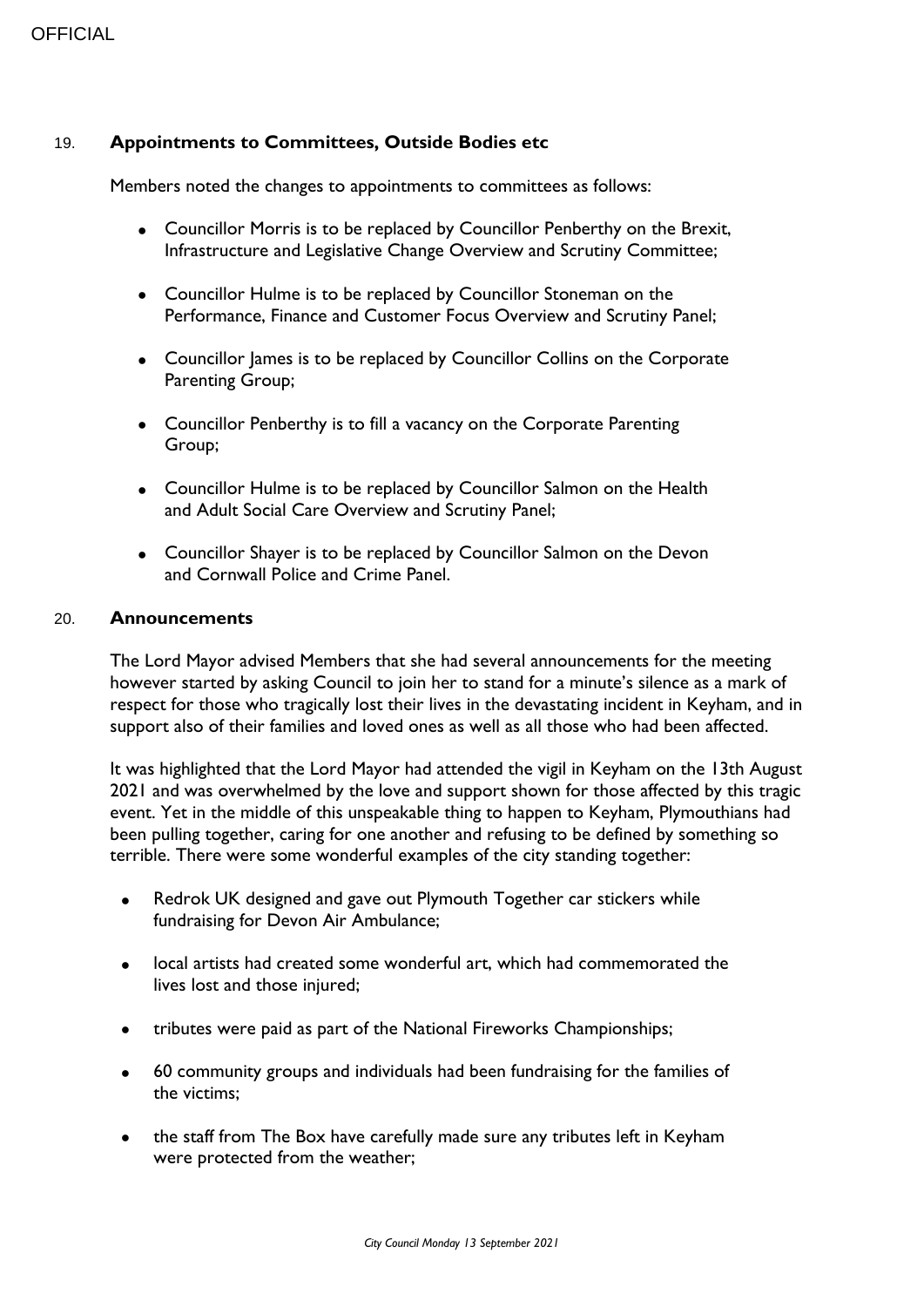## 19. Appointments to Committees, Outside Bodies etc

Members noted the changes to appointments to committees as follows:

- Councillor Morris is to be replaced by Councillor Penberthy on the Brexit, Infrastructure and Legislative Change Overview and Scrutiny Committee;
- Councillor Hulme is to be replaced by Councillor Stoneman on the Performance, Finance and Customer Focus Overview and Scrutiny Panel;
- Councillor James is to be replaced by Councillor Collins on the Corporate Parenting Group;
- Councillor Penberthy is to fill a vacancy on the Corporate Parenting Group;
- Councillor Hulme is to be replaced by Councillor Salmon on the Health and Adult Social Care Overview and Scrutiny Panel;
- Councillor Shayer is to be replaced by Councillor Salmon on the Devon and Cornwall Police and Crime Panel.

## 20. Announcements

The Lord Mayor advised Members that she had several announcements for the meeting however started by asking Council to join her to stand for a minute's silence as a mark of respect for those who tragically lost their lives in the devastating incident in Keyham, and in support also of their families and loved ones as well as all those who had been affected.

It was highlighted that the Lord Mayor had attended the vigil in Keyham on the 13th August 2021 and was overwhelmed by the love and support shown for those affected by this tragic event. Yet in the middle of this unspeakable thing to happen to Keyham, Plymouthians had been pulling together, caring for one another and refusing to be defined by something so terrible. There were some wonderful examples of the city standing together:

- Redrok UK designed and gave out Plymouth Together car stickers while fundraising for Devon Air Ambulance;
- local artists had created some wonderful art, which had commemorated the lives lost and those injured;
- tributes were paid as part of the National Fireworks Championships;
- 60 community groups and individuals had been fundraising for the families of the victims;
- the staff from The Box have carefully made sure any tributes left in Keyham were protected from the weather;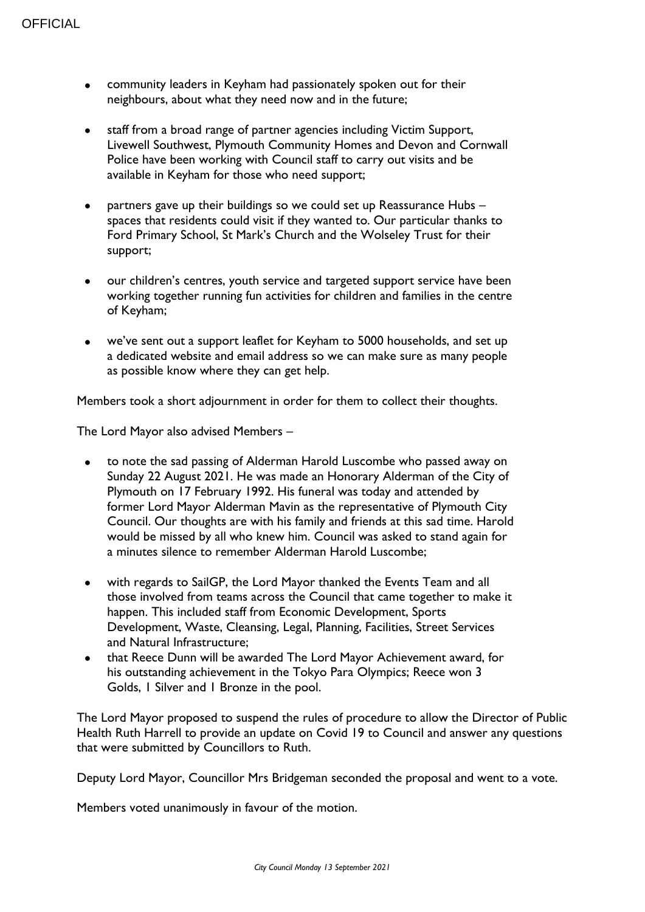- community leaders in Keyham had passionately spoken out for their neighbours, about what they need now and in the future;
- staff from a broad range of partner agencies including Victim Support, Livewell Southwest, Plymouth Community Homes and Devon and Cornwall Police have been working with Council staff to carry out visits and be available in Keyham for those who need support;
- partners gave up their buildings so we could set up Reassurance Hubs – spaces that residents could visit if they wanted to. Our particular thanks to Ford Primary School, St Mark's Church and the Wolseley Trust for their support;
- our children's centres, youth service and targeted support service have been working together running fun activities for children and families in the centre of Keyham;
- we've sent out a support leaflet for Keyham to 5000 households, and set up a dedicated website and email address so we can make sure as many people as possible know where they can get help.

Members took a short adjournment in order for them to collect their thoughts.

The Lord Mayor also advised Members –

- to note the sad passing of Alderman Harold Luscombe who passed away on Sunday 22 August 2021. He was made an Honorary Alderman of the City of Plymouth on 17 February 1992. His funeral was today and attended by former Lord Mayor Alderman Mavin as the representative of Plymouth City Council. Our thoughts are with his family and friends at this sad time. Harold would be missed by all who knew him. Council was asked to stand again for a minutes silence to remember Alderman Harold Luscombe;
- with regards to SailGP, the Lord Mayor thanked the Events Team and all those involved from teams across the Council that came together to make it happen. This included staff from Economic Development, Sports Development, Waste, Cleansing, Legal, Planning, Facilities, Street Services and Natural Infrastructure;
- that Reece Dunn will be awarded The Lord Mayor Achievement award, for his outstanding achievement in the Tokyo Para Olympics; Reece won 3 Golds, 1 Silver and 1 Bronze in the pool.

The Lord Mayor proposed to suspend the rules of procedure to allow the Director of Public Health Ruth Harrell to provide an update on Covid 19 to Council and answer any questions that were submitted by Councillors to Ruth.

Deputy Lord Mayor, Councillor Mrs Bridgeman seconded the proposal and went to a vote.

Members voted unanimously in favour of the motion.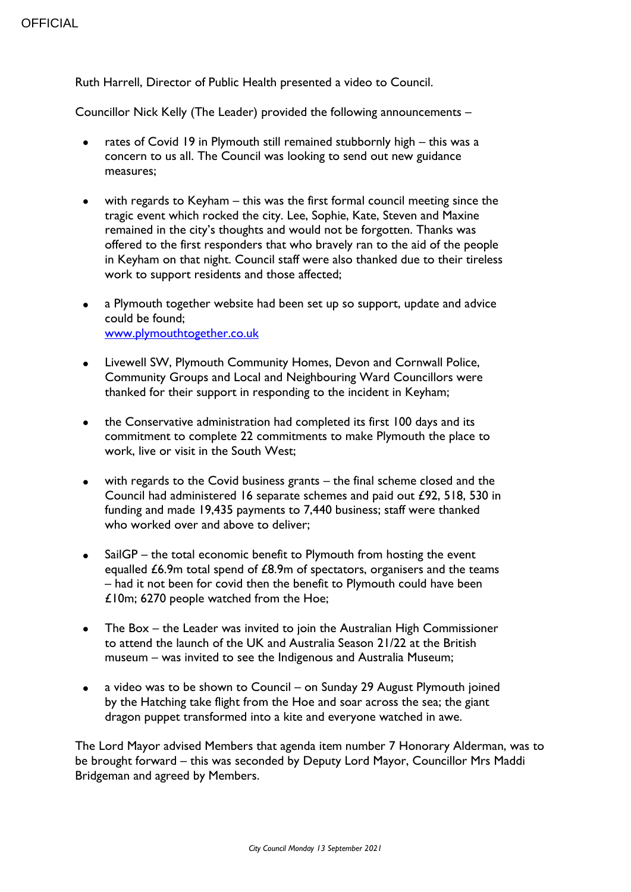Ruth Harrell, Director of Public Health presented a video to Council.

Councillor Nick Kelly (The Leader) provided the following announcements –

- rates of Covid 19 in Plymouth still remained stubbornly high – this was a concern to us all. The Council was looking to send out new guidance measures;
- with regards to Keyham – this was the first formal council meeting since the tragic event which rocked the city. Lee, Sophie, Kate, Steven and Maxine remained in the city's thoughts and would not be forgotten. Thanks was offered to the first responders that who bravely ran to the aid of the people in Keyham on that night. Council staff were also thanked due to their tireless work to support residents and those affected;
- a Plymouth together website had been set up so support, update and advice could be found;
  [www.plymouthtogether.co.uk](http://www.plymouthtogether.co.uk)
- Livewell SW, Plymouth Community Homes, Devon and Cornwall Police, Community Groups and Local and Neighbouring Ward Councillors were thanked for their support in responding to the incident in Keyham;
- the Conservative administration had completed its first 100 days and its commitment to complete 22 commitments to make Plymouth the place to work, live or visit in the South West;
- with regards to the Covid business grants – the final scheme closed and the Council had administered 16 separate schemes and paid out £92, 518, 530 in funding and made 19,435 payments to 7,440 business; staff were thanked who worked over and above to deliver;
- SailGP – the total economic benefit to Plymouth from hosting the event equalled £6.9m total spend of £8.9m of spectators, organisers and the teams – had it not been for covid then the benefit to Plymouth could have been £10m; 6270 people watched from the Hoe;
- The Box – the Leader was invited to join the Australian High Commissioner to attend the launch of the UK and Australia Season 21/22 at the British museum – was invited to see the Indigenous and Australia Museum;
- a video was to be shown to Council – on Sunday 29 August Plymouth joined by the Hatching take flight from the Hoe and soar across the sea; the giant dragon puppet transformed into a kite and everyone watched in awe.

The Lord Mayor advised Members that agenda item number 7 Honorary Alderman, was to be brought forward – this was seconded by Deputy Lord Mayor, Councillor Mrs Maddi Bridgeman and agreed by Members.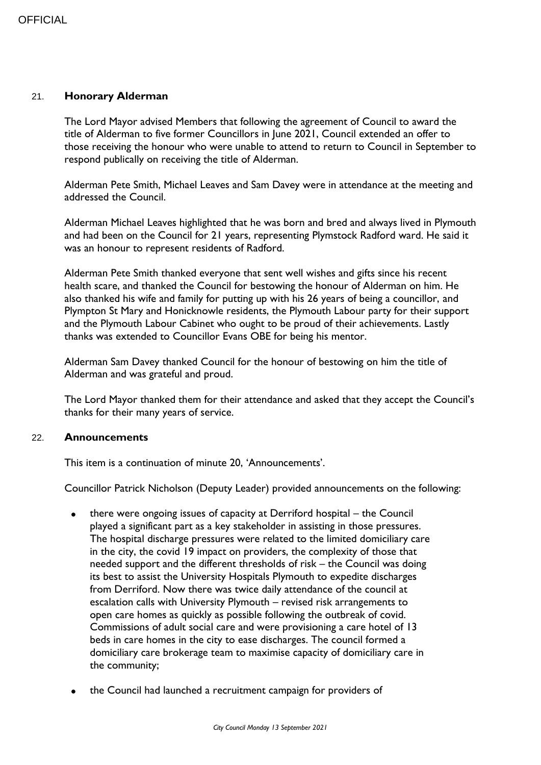## 21. **Honorary Alderman**

The Lord Mayor advised Members that following the agreement of Council to award the title of Alderman to five former Councillors in June 2021, Council extended an offer to those receiving the honour who were unable to attend to return to Council in September to respond publically on receiving the title of Alderman.

Alderman Pete Smith, Michael Leaves and Sam Davey were in attendance at the meeting and addressed the Council.

Alderman Michael Leaves highlighted that he was born and bred and always lived in Plymouth and had been on the Council for 21 years, representing Plymstock Radford ward. He said it was an honour to represent residents of Radford.

Alderman Pete Smith thanked everyone that sent well wishes and gifts since his recent health scare, and thanked the Council for bestowing the honour of Alderman on him. He also thanked his wife and family for putting up with his 26 years of being a councillor, and Plympton St Mary and Honicknowle residents, the Plymouth Labour party for their support and the Plymouth Labour Cabinet who ought to be proud of their achievements. Lastly thanks was extended to Councillor Evans OBE for being his mentor.

Alderman Sam Davey thanked Council for the honour of bestowing on him the title of Alderman and was grateful and proud.

The Lord Mayor thanked them for their attendance and asked that they accept the Council's thanks for their many years of service.

## 22. **Announcements**

This item is a continuation of minute 20, 'Announcements'.

Councillor Patrick Nicholson (Deputy Leader) provided announcements on the following:

- there were ongoing issues of capacity at Derriford hospital – the Council played a significant part as a key stakeholder in assisting in those pressures. The hospital discharge pressures were related to the limited domiciliary care in the city, the covid 19 impact on providers, the complexity of those that needed support and the different thresholds of risk – the Council was doing its best to assist the University Hospitals Plymouth to expedite discharges from Derriford. Now there was twice daily attendance of the council at escalation calls with University Plymouth – revised risk arrangements to open care homes as quickly as possible following the outbreak of covid. Commissions of adult social care and were provisioning a care hotel of 13 beds in care homes in the city to ease discharges. The council formed a domiciliary care brokerage team to maximise capacity of domiciliary care in the community;

- the Council had launched a recruitment campaign for providers of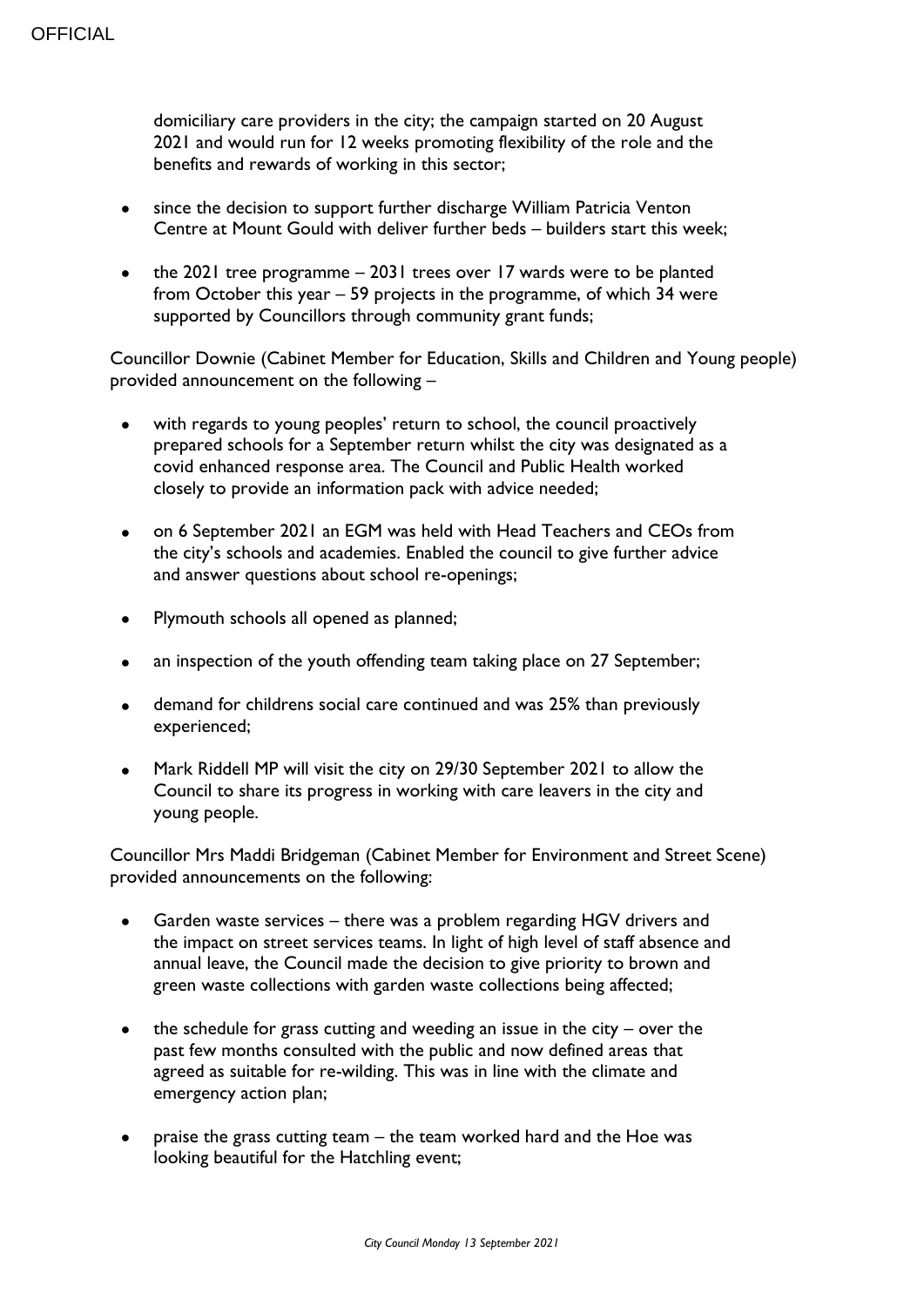domiciliary care providers in the city; the campaign started on 20 August 2021 and would run for 12 weeks promoting flexibility of the role and the benefits and rewards of working in this sector;

- since the decision to support further discharge William Patricia Venton Centre at Mount Gould with deliver further beds – builders start this week;
- the 2021 tree programme – 2031 trees over 17 wards were to be planted from October this year – 59 projects in the programme, of which 34 were supported by Councillors through community grant funds;

Councillor Downie (Cabinet Member for Education, Skills and Children and Young people) provided announcement on the following –

- with regards to young peoples' return to school, the council proactively prepared schools for a September return whilst the city was designated as a covid enhanced response area. The Council and Public Health worked closely to provide an information pack with advice needed;
- on 6 September 2021 an EGM was held with Head Teachers and CEOs from the city's schools and academies. Enabled the council to give further advice and answer questions about school re-openings;
- Plymouth schools all opened as planned;
- an inspection of the youth offending team taking place on 27 September;
- demand for childrens social care continued and was 25% than previously experienced;
- Mark Riddell MP will visit the city on 29/30 September 2021 to allow the Council to share its progress in working with care leavers in the city and young people.

Councillor Mrs Maddi Bridgeman (Cabinet Member for Environment and Street Scene) provided announcements on the following:

- Garden waste services – there was a problem regarding HGV drivers and the impact on street services teams. In light of high level of staff absence and annual leave, the Council made the decision to give priority to brown and green waste collections with garden waste collections being affected;
- the schedule for grass cutting and weeding an issue in the city – over the past few months consulted with the public and now defined areas that agreed as suitable for re-wilding. This was in line with the climate and emergency action plan;
- praise the grass cutting team – the team worked hard and the Hoe was looking beautiful for the Hatchling event;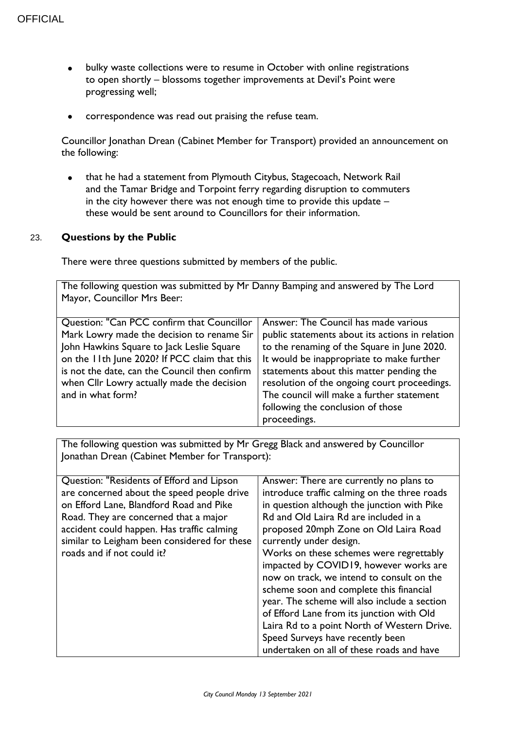- bulky waste collections were to resume in October with online registrations to open shortly – blossoms together improvements at Devil's Point were progressing well;
- correspondence was read out praising the refuse team.

Councillor Jonathan Drean (Cabinet Member for Transport) provided an announcement on the following:

- that he had a statement from Plymouth Citybus, Stagecoach, Network Rail and the Tamar Bridge and Torpoint ferry regarding disruption to commuters in the city however there was not enough time to provide this update – these would be sent around to Councillors for their information.

## 23. Questions by the Public

There were three questions submitted by members of the public.

| The following question was submitted by Mr Danny Bamping and answered by The Lord Mayor, Councillor Mrs Beer: | |
|---|---|
| Question: "Can PCC confirm that Councillor Mark Lowry made the decision to rename Sir John Hawkins Square to Jack Leslie Square on the 11th June 2020? If PCC claim that this is not the date, can the Council then confirm when Cllr Lowry actually made the decision and in what form? | Answer: The Council has made various public statements about its actions in relation to the renaming of the Square in June 2020. It would be inappropriate to make further statements about this matter pending the resolution of the ongoing court proceedings. The council will make a further statement following the conclusion of those proceedings. |

| The following question was submitted by Mr Gregg Black and answered by Councillor Jonathan Drean (Cabinet Member for Transport): | |
|---|---|
| Question: "Residents of Efford and Lipson are concerned about the speed people drive on Efford Lane, Blandford Road and Pike Road. They are concerned that a major accident could happen. Has traffic calming similar to Leigham been considered for these roads and if not could it? | Answer: There are currently no plans to introduce traffic calming on the three roads in question although the junction with Pike Rd and Old Laira Rd are included in a proposed 20mph Zone on Old Laira Road currently under design. Works on these schemes were regrettably impacted by COVID19, however works are now on track, we intend to consult on the scheme soon and complete this financial year. The scheme will also include a section of Efford Lane from its junction with Old Laira Rd to a point North of Western Drive. Speed Surveys have recently been undertaken on all of these roads and have |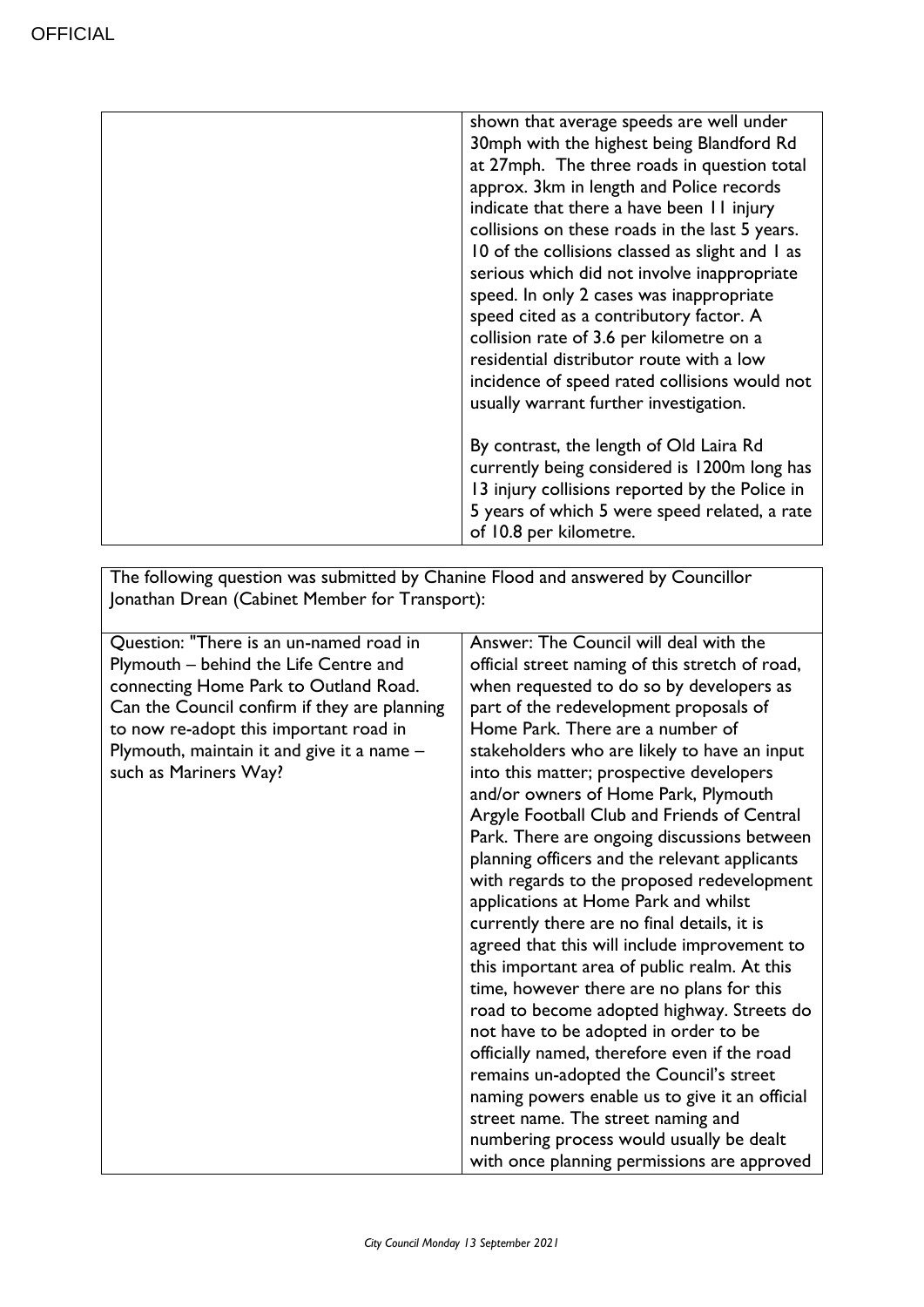| | |
|---|---|
| | shown that average speeds are well under 30mph with the highest being Blandford Rd at 27mph. The three roads in question total approx. 3km in length and Police records indicate that there a have been 11 injury collisions on these roads in the last 5 years. 10 of the collisions classed as slight and 1 as serious which did not involve inappropriate speed. In only 2 cases was inappropriate speed cited as a contributory factor. A collision rate of 3.6 per kilometre on a residential distributor route with a low incidence of speed rated collisions would not usually warrant further investigation.<br><br>By contrast, the length of Old Laira Rd currently being considered is 1200m long has 13 injury collisions reported by the Police in 5 years of which 5 were speed related, a rate of 10.8 per kilometre. |

The following question was submitted by Chanine Flood and answered by Councillor Jonathan Drean (Cabinet Member for Transport):

| | |
|---|---|
| Question: "There is an un-named road in Plymouth – behind the Life Centre and connecting Home Park to Outland Road. Can the Council confirm if they are planning to now re-adopt this important road in Plymouth, maintain it and give it a name – such as Mariners Way? | Answer: The Council will deal with the official street naming of this stretch of road, when requested to do so by developers as part of the redevelopment proposals of Home Park. There are a number of stakeholders who are likely to have an input into this matter; prospective developers and/or owners of Home Park, Plymouth Argyle Football Club and Friends of Central Park. There are ongoing discussions between planning officers and the relevant applicants with regards to the proposed redevelopment applications at Home Park and whilst currently there are no final details, it is agreed that this will include improvement to this important area of public realm. At this time, however there are no plans for this road to become adopted highway. Streets do not have to be adopted in order to be officially named, therefore even if the road remains un-adopted the Council's street naming powers enable us to give it an official street name. The street naming and numbering process would usually be dealt with once planning permissions are approved |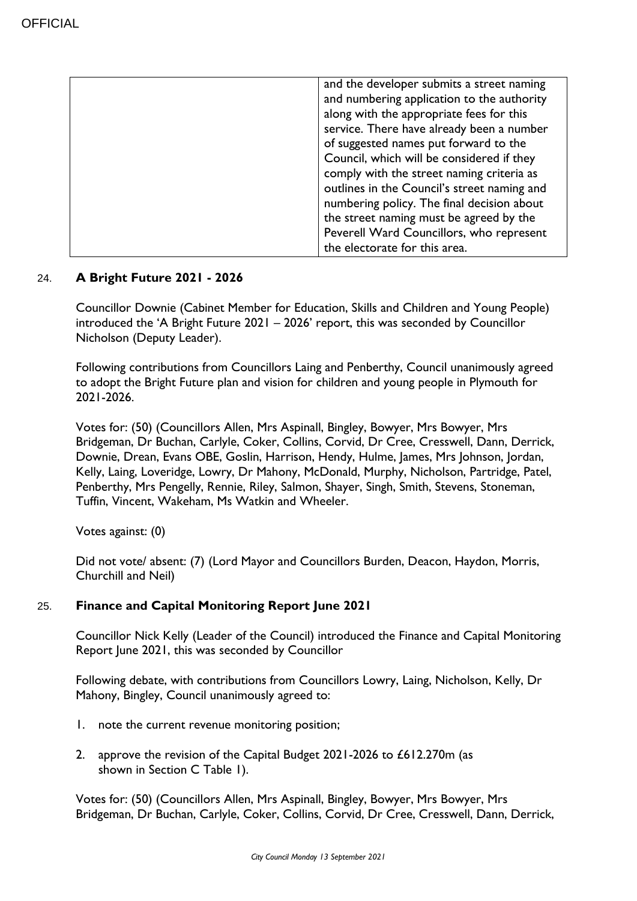| | and the developer submits a street naming and numbering application to the authority along with the appropriate fees for this service. There have already been a number of suggested names put forward to the Council, which will be considered if they comply with the street naming criteria as outlines in the Council's street naming and numbering policy. The final decision about the street naming must be agreed by the Peverell Ward Councillors, who represent the electorate for this area. |
|---|---|

## 24. A Bright Future 2021 - 2026

Councillor Downie (Cabinet Member for Education, Skills and Children and Young People) introduced the 'A Bright Future 2021 – 2026' report, this was seconded by Councillor Nicholson (Deputy Leader).

Following contributions from Councillors Laing and Penberthy, Council unanimously agreed to adopt the Bright Future plan and vision for children and young people in Plymouth for 2021-2026.

Votes for: (50) (Councillors Allen, Mrs Aspinall, Bingley, Bowyer, Mrs Bowyer, Mrs Bridgeman, Dr Buchan, Carlyle, Coker, Collins, Corvid, Dr Cree, Cresswell, Dann, Derrick, Downie, Drean, Evans OBE, Goslin, Harrison, Hendy, Hulme, James, Mrs Johnson, Jordan, Kelly, Laing, Loveridge, Lowry, Dr Mahony, McDonald, Murphy, Nicholson, Partridge, Patel, Penberthy, Mrs Pengelly, Rennie, Riley, Salmon, Shayer, Singh, Smith, Stevens, Stoneman, Tuffin, Vincent, Wakeham, Ms Watkin and Wheeler.

Votes against: (0)

Did not vote/ absent: (7) (Lord Mayor and Councillors Burden, Deacon, Haydon, Morris, Churchill and Neil)

## 25. Finance and Capital Monitoring Report June 2021

Councillor Nick Kelly (Leader of the Council) introduced the Finance and Capital Monitoring Report June 2021, this was seconded by Councillor

Following debate, with contributions from Councillors Lowry, Laing, Nicholson, Kelly, Dr Mahony, Bingley, Council unanimously agreed to:

1. note the current revenue monitoring position;
2. approve the revision of the Capital Budget 2021-2026 to £612.270m (as shown in Section C Table 1).

Votes for: (50) (Councillors Allen, Mrs Aspinall, Bingley, Bowyer, Mrs Bowyer, Mrs Bridgeman, Dr Buchan, Carlyle, Coker, Collins, Corvid, Dr Cree, Cresswell, Dann, Derrick,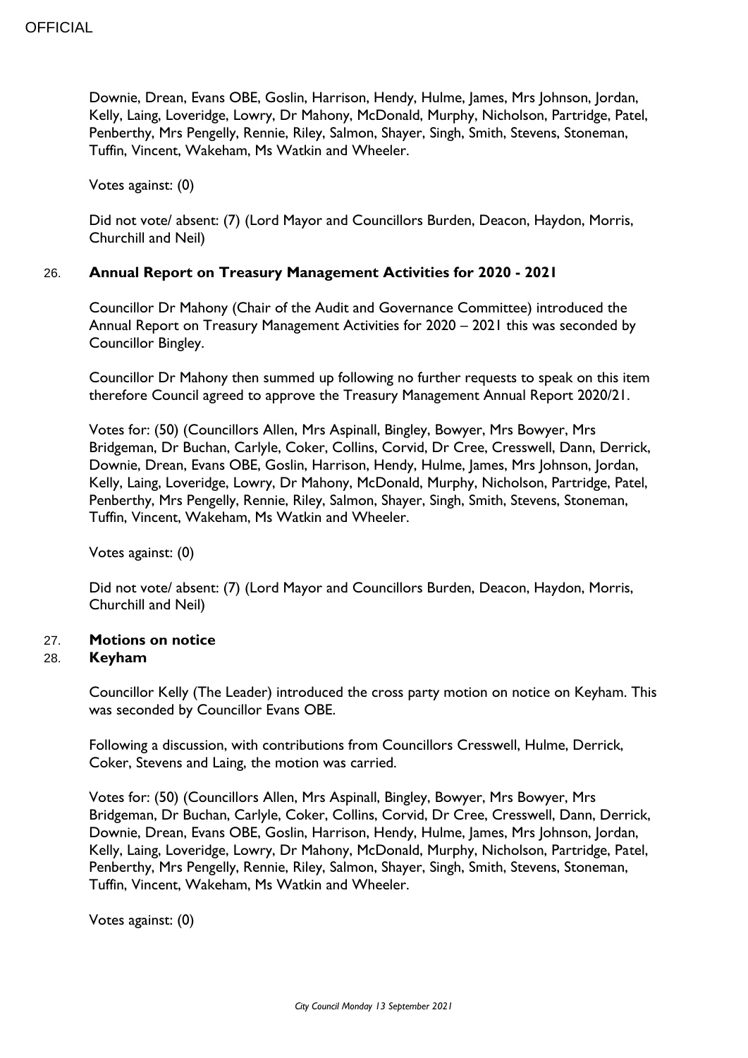Downie, Drean, Evans OBE, Goslin, Harrison, Hendy, Hulme, James, Mrs Johnson, Jordan, Kelly, Laing, Loveridge, Lowry, Dr Mahony, McDonald, Murphy, Nicholson, Partridge, Patel, Penberthy, Mrs Pengelly, Rennie, Riley, Salmon, Shayer, Singh, Smith, Stevens, Stoneman, Tuffin, Vincent, Wakeham, Ms Watkin and Wheeler.

Votes against: (0)

Did not vote/ absent: (7) (Lord Mayor and Councillors Burden, Deacon, Haydon, Morris, Churchill and Neil)

## 26. **Annual Report on Treasury Management Activities for 2020 - 2021**

Councillor Dr Mahony (Chair of the Audit and Governance Committee) introduced the Annual Report on Treasury Management Activities for 2020 – 2021 this was seconded by Councillor Bingley.

Councillor Dr Mahony then summed up following no further requests to speak on this item therefore Council agreed to approve the Treasury Management Annual Report 2020/21.

Votes for: (50) (Councillors Allen, Mrs Aspinall, Bingley, Bowyer, Mrs Bowyer, Mrs Bridgeman, Dr Buchan, Carlyle, Coker, Collins, Corvid, Dr Cree, Cresswell, Dann, Derrick, Downie, Drean, Evans OBE, Goslin, Harrison, Hendy, Hulme, James, Mrs Johnson, Jordan, Kelly, Laing, Loveridge, Lowry, Dr Mahony, McDonald, Murphy, Nicholson, Partridge, Patel, Penberthy, Mrs Pengelly, Rennie, Riley, Salmon, Shayer, Singh, Smith, Stevens, Stoneman, Tuffin, Vincent, Wakeham, Ms Watkin and Wheeler.

Votes against: (0)

Did not vote/ absent: (7) (Lord Mayor and Councillors Burden, Deacon, Haydon, Morris, Churchill and Neil)

## 27. **Motions on notice**

## 28. **Keyham**

Councillor Kelly (The Leader) introduced the cross party motion on notice on Keyham. This was seconded by Councillor Evans OBE.

Following a discussion, with contributions from Councillors Cresswell, Hulme, Derrick, Coker, Stevens and Laing, the motion was carried.

Votes for: (50) (Councillors Allen, Mrs Aspinall, Bingley, Bowyer, Mrs Bowyer, Mrs Bridgeman, Dr Buchan, Carlyle, Coker, Collins, Corvid, Dr Cree, Cresswell, Dann, Derrick, Downie, Drean, Evans OBE, Goslin, Harrison, Hendy, Hulme, James, Mrs Johnson, Jordan, Kelly, Laing, Loveridge, Lowry, Dr Mahony, McDonald, Murphy, Nicholson, Partridge, Patel, Penberthy, Mrs Pengelly, Rennie, Riley, Salmon, Shayer, Singh, Smith, Stevens, Stoneman, Tuffin, Vincent, Wakeham, Ms Watkin and Wheeler.

Votes against: (0)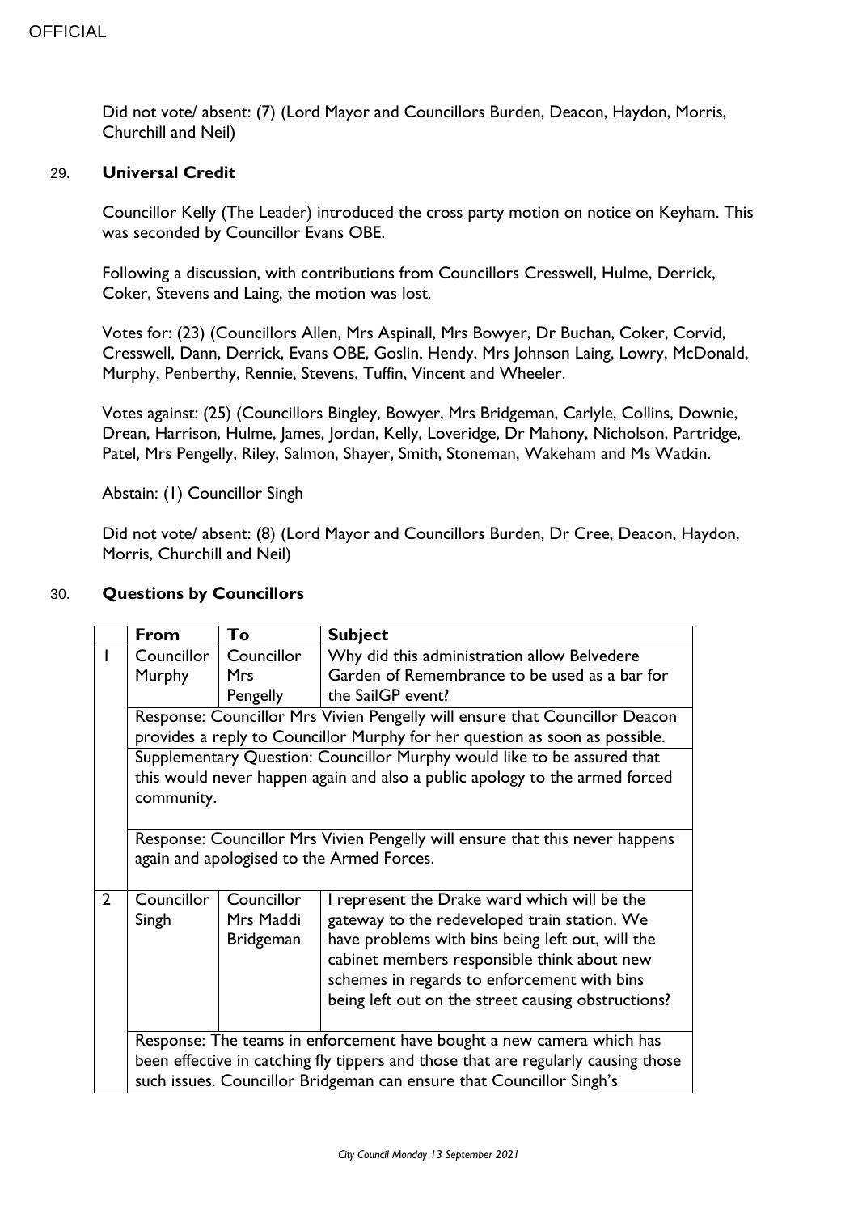Did not vote/ absent: (7) (Lord Mayor and Councillors Burden, Deacon, Haydon, Morris, Churchill and Neil)

## 29. **Universal Credit**

Councillor Kelly (The Leader) introduced the cross party motion on notice on Keyham. This was seconded by Councillor Evans OBE.

Following a discussion, with contributions from Councillors Cresswell, Hulme, Derrick, Coker, Stevens and Laing, the motion was lost.

Votes for: (23) (Councillors Allen, Mrs Aspinall, Mrs Bowyer, Dr Buchan, Coker, Corvid, Cresswell, Dann, Derrick, Evans OBE, Goslin, Hendy, Mrs Johnson Laing, Lowry, McDonald, Murphy, Penberthy, Rennie, Stevens, Tuffin, Vincent and Wheeler.

Votes against: (25) (Councillors Bingley, Bowyer, Mrs Bridgeman, Carlyle, Collins, Downie, Drean, Harrison, Hulme, James, Jordan, Kelly, Loveridge, Dr Mahony, Nicholson, Partridge, Patel, Mrs Pengelly, Riley, Salmon, Shayer, Smith, Stoneman, Wakeham and Ms Watkin.

Abstain: (1) Councillor Singh

Did not vote/ absent: (8) (Lord Mayor and Councillors Burden, Dr Cree, Deacon, Haydon, Morris, Churchill and Neil)

## 30. **Questions by Councillors**

| | From | To | Subject |
|---|---|---|---|
| 1 | Councillor Murphy | Councillor Mrs Pengelly | Why did this administration allow Belvedere Garden of Remembrance to be used as a bar for the SailGP event? |
| | Response: Councillor Mrs Vivien Pengelly will ensure that Councillor Deacon provides a reply to Councillor Murphy for her question as soon as possible. | | |
| | Supplementary Question: Councillor Murphy would like to be assured that this would never happen again and also a public apology to the armed forced community. | | |
| | Response: Councillor Mrs Vivien Pengelly will ensure that this never happens again and apologised to the Armed Forces. | | |
| 2 | Councillor Singh | Councillor Mrs Maddi Bridgeman | I represent the Drake ward which will be the gateway to the redeveloped train station. We have problems with bins being left out, will the cabinet members responsible think about new schemes in regards to enforcement with bins being left out on the street causing obstructions? |
| | Response: The teams in enforcement have bought a new camera which has been effective in catching fly tippers and those that are regularly causing those such issues. Councillor Bridgeman can ensure that Councillor Singh's | | |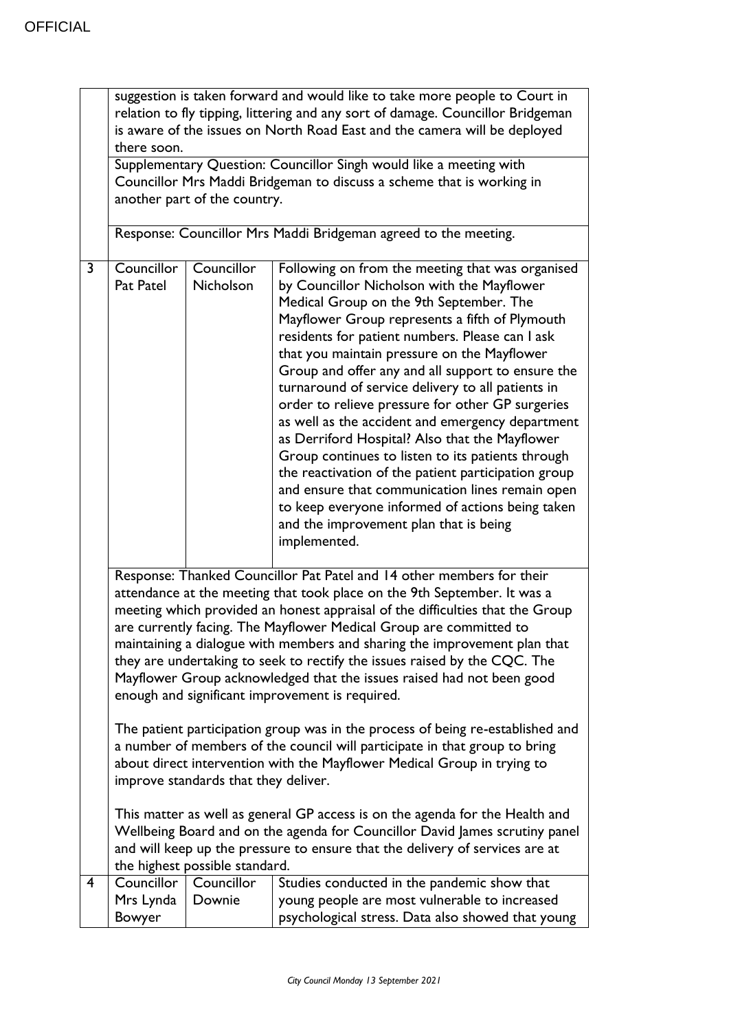| | | | |
|---|---|---|---|
| | suggestion is taken forward and would like to take more people to Court in relation to fly tipping, littering and any sort of damage. Councillor Bridgeman is aware of the issues on North Road East and the camera will be deployed there soon. | | |
| | Supplementary Question: Councillor Singh would like a meeting with Councillor Mrs Maddi Bridgeman to discuss a scheme that is working in another part of the country. | | |
| | Response: Councillor Mrs Maddi Bridgeman agreed to the meeting. | | |
| 3 | Councillor Pat Patel | Councillor Nicholson | Following on from the meeting that was organised by Councillor Nicholson with the Mayflower Medical Group on the 9th September. The Mayflower Group represents a fifth of Plymouth residents for patient numbers. Please can I ask that you maintain pressure on the Mayflower Group and offer any and all support to ensure the turnaround of service delivery to all patients in order to relieve pressure for other GP surgeries as well as the accident and emergency department as Derriford Hospital? Also that the Mayflower Group continues to listen to its patients through the reactivation of the patient participation group and ensure that communication lines remain open to keep everyone informed of actions being taken and the improvement plan that is being implemented. |
| | Response: Thanked Councillor Pat Patel and 14 other members for their attendance at the meeting that took place on the 9th September. It was a meeting which provided an honest appraisal of the difficulties that the Group are currently facing. The Mayflower Medical Group are committed to maintaining a dialogue with members and sharing the improvement plan that they are undertaking to seek to rectify the issues raised by the CQC. The Mayflower Group acknowledged that the issues raised had not been good enough and significant improvement is required.<br><br>The patient participation group was in the process of being re-established and a number of members of the council will participate in that group to bring about direct intervention with the Mayflower Medical Group in trying to improve standards that they deliver.<br><br>This matter as well as general GP access is on the agenda for the Health and Wellbeing Board and on the agenda for Councillor David James scrutiny panel and will keep up the pressure to ensure that the delivery of services are at the highest possible standard. | | |
| 4 | Councillor Mrs Lynda Bowyer | Councillor Downie | Studies conducted in the pandemic show that young people are most vulnerable to increased psychological stress. Data also showed that young |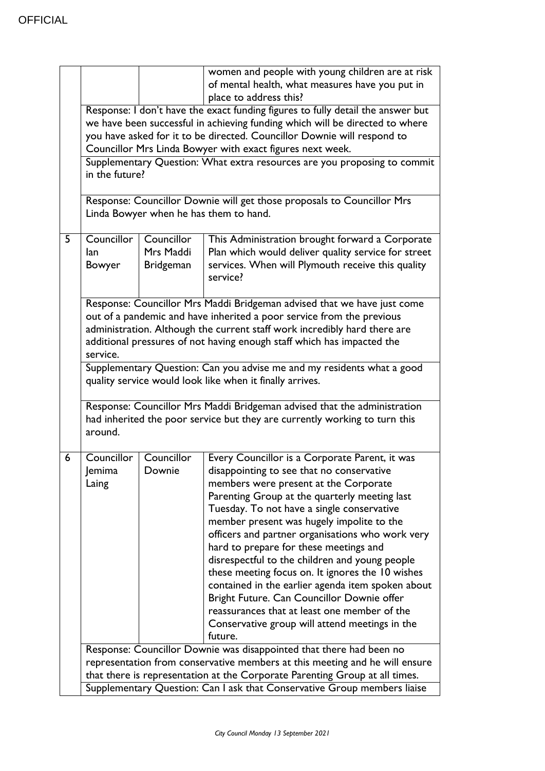| | | | |
|---|---|---|---|
| | | | women and people with young children are at risk of mental health, what measures have you put in place to address this? |
| | Response: I don't have the exact funding figures to fully detail the answer but we have been successful in achieving funding which will be directed to where you have asked for it to be directed. Councillor Downie will respond to Councillor Mrs Linda Bowyer with exact figures next week. | | |
| | Supplementary Question: What extra resources are you proposing to commit in the future? | | |
| | Response: Councillor Downie will get those proposals to Councillor Mrs Linda Bowyer when he has them to hand. | | |
| 5 | Councillor Ian Bowyer | Councillor Mrs Maddi Bridgeman | This Administration brought forward a Corporate Plan which would deliver quality service for street services. When will Plymouth receive this quality service? |
| | Response: Councillor Mrs Maddi Bridgeman advised that we have just come out of a pandemic and have inherited a poor service from the previous administration. Although the current staff work incredibly hard there are additional pressures of not having enough staff which has impacted the service. | | |
| | Supplementary Question: Can you advise me and my residents what a good quality service would look like when it finally arrives. | | |
| | Response: Councillor Mrs Maddi Bridgeman advised that the administration had inherited the poor service but they are currently working to turn this around. | | |
| 6 | Councillor Jemima Laing | Councillor Downie | Every Councillor is a Corporate Parent, it was disappointing to see that no conservative members were present at the Corporate Parenting Group at the quarterly meeting last Tuesday. To not have a single conservative member present was hugely impolite to the officers and partner organisations who work very hard to prepare for these meetings and disrespectful to the children and young people these meeting focus on. It ignores the 10 wishes contained in the earlier agenda item spoken about Bright Future. Can Councillor Downie offer reassurances that at least one member of the Conservative group will attend meetings in the future. |
| | Response: Councillor Downie was disappointed that there had been no representation from conservative members at this meeting and he will ensure that there is representation at the Corporate Parenting Group at all times. | | |
| | Supplementary Question: Can I ask that Conservative Group members liaise | | |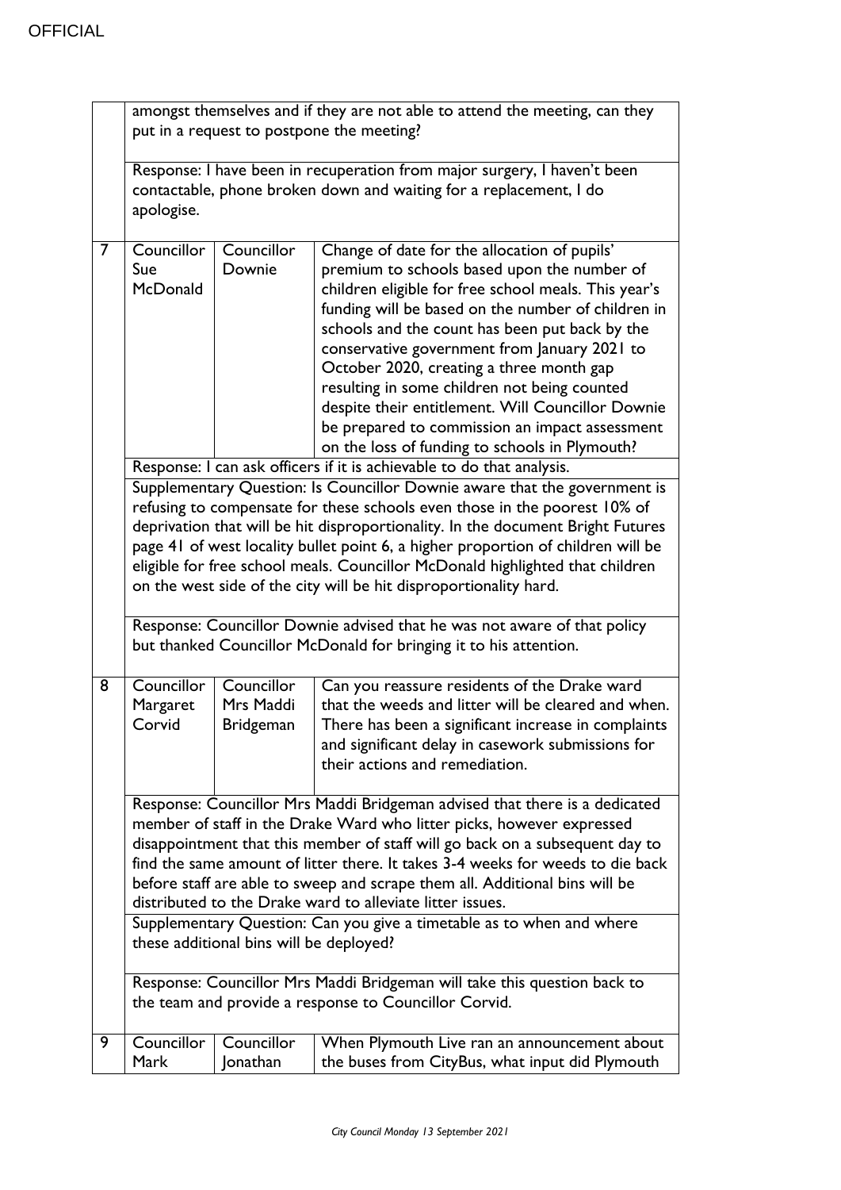| | | | |
|---|---|---|---|
| | amongst themselves and if they are not able to attend the meeting, can they put in a request to postpone the meeting? | | |
| | Response: I have been in recuperation from major surgery, I haven't been contactable, phone broken down and waiting for a replacement, I do apologise. | | |
| 7 | Councillor Sue McDonald | Councillor Downie | Change of date for the allocation of pupils' premium to schools based upon the number of children eligible for free school meals. This year's funding will be based on the number of children in schools and the count has been put back by the conservative government from January 2021 to October 2020, creating a three month gap resulting in some children not being counted despite their entitlement. Will Councillor Downie be prepared to commission an impact assessment on the loss of funding to schools in Plymouth? |
| | Response: I can ask officers if it is achievable to do that analysis. | | |
| | Supplementary Question: Is Councillor Downie aware that the government is refusing to compensate for these schools even those in the poorest 10% of deprivation that will be hit disproportionality. In the document Bright Futures page 41 of west locality bullet point 6, a higher proportion of children will be eligible for free school meals. Councillor McDonald highlighted that children on the west side of the city will be hit disproportionality hard. | | |
| | Response: Councillor Downie advised that he was not aware of that policy but thanked Councillor McDonald for bringing it to his attention. | | |
| 8 | Councillor Margaret Corvid | Councillor Mrs Maddi Bridgeman | Can you reassure residents of the Drake ward that the weeds and litter will be cleared and when. There has been a significant increase in complaints and significant delay in casework submissions for their actions and remediation. |
| | Response: Councillor Mrs Maddi Bridgeman advised that there is a dedicated member of staff in the Drake Ward who litter picks, however expressed disappointment that this member of staff will go back on a subsequent day to find the same amount of litter there. It takes 3-4 weeks for weeds to die back before staff are able to sweep and scrape them all. Additional bins will be distributed to the Drake ward to alleviate litter issues. | | |
| | Supplementary Question: Can you give a timetable as to when and where these additional bins will be deployed? | | |
| | Response: Councillor Mrs Maddi Bridgeman will take this question back to the team and provide a response to Councillor Corvid. | | |
| 9 | Councillor Mark | Councillor Jonathan | When Plymouth Live ran an announcement about the buses from CityBus, what input did Plymouth |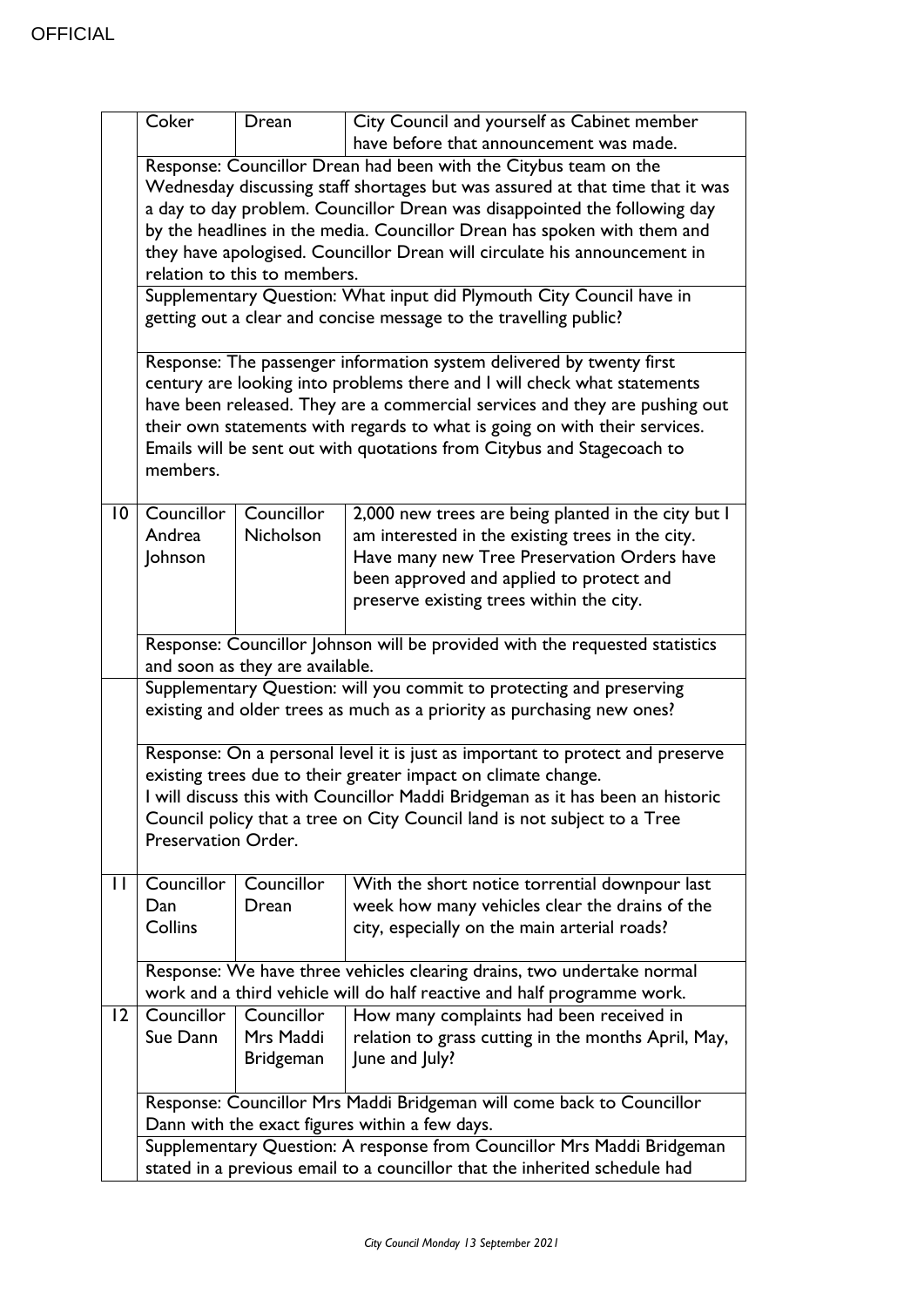| | | | |
|---|---|---|---|
| | Coker | Drean | City Council and yourself as Cabinet member have before that announcement was made. |
| | Response: Councillor Drean had been with the Citybus team on the Wednesday discussing staff shortages but was assured at that time that it was a day to day problem. Councillor Drean was disappointed the following day by the headlines in the media. Councillor Drean has spoken with them and they have apologised. Councillor Drean will circulate his announcement in relation to this to members. | | |
| | Supplementary Question: What input did Plymouth City Council have in getting out a clear and concise message to the travelling public?<br><br>Response: The passenger information system delivered by twenty first century are looking into problems there and I will check what statements have been released. They are a commercial services and they are pushing out their own statements with regards to what is going on with their services. Emails will be sent out with quotations from Citybus and Stagecoach to members. | | |
| 10 | Councillor Andrea Johnson | Councillor Nicholson | 2,000 new trees are being planted in the city but I am interested in the existing trees in the city. Have many new Tree Preservation Orders have been approved and applied to protect and preserve existing trees within the city. |
| | Response: Councillor Johnson will be provided with the requested statistics and soon as they are available. | | |
| | Supplementary Question: will you commit to protecting and preserving existing and older trees as much as a priority as purchasing new ones?<br><br>Response: On a personal level it is just as important to protect and preserve existing trees due to their greater impact on climate change.<br>I will discuss this with Councillor Maddi Bridgeman as it has been an historic Council policy that a tree on City Council land is not subject to a Tree Preservation Order. | | |
| 11 | Councillor Dan Collins | Councillor Drean | With the short notice torrential downpour last week how many vehicles clear the drains of the city, especially on the main arterial roads? |
| | Response: We have three vehicles clearing drains, two undertake normal work and a third vehicle will do half reactive and half programme work. | | |
| 12 | Councillor Sue Dann | Councillor Mrs Maddi Bridgeman | How many complaints had been received in relation to grass cutting in the months April, May, June and July? |
| | Response: Councillor Mrs Maddi Bridgeman will come back to Councillor Dann with the exact figures within a few days. | | |
| | Supplementary Question: A response from Councillor Mrs Maddi Bridgeman stated in a previous email to a councillor that the inherited schedule had | | |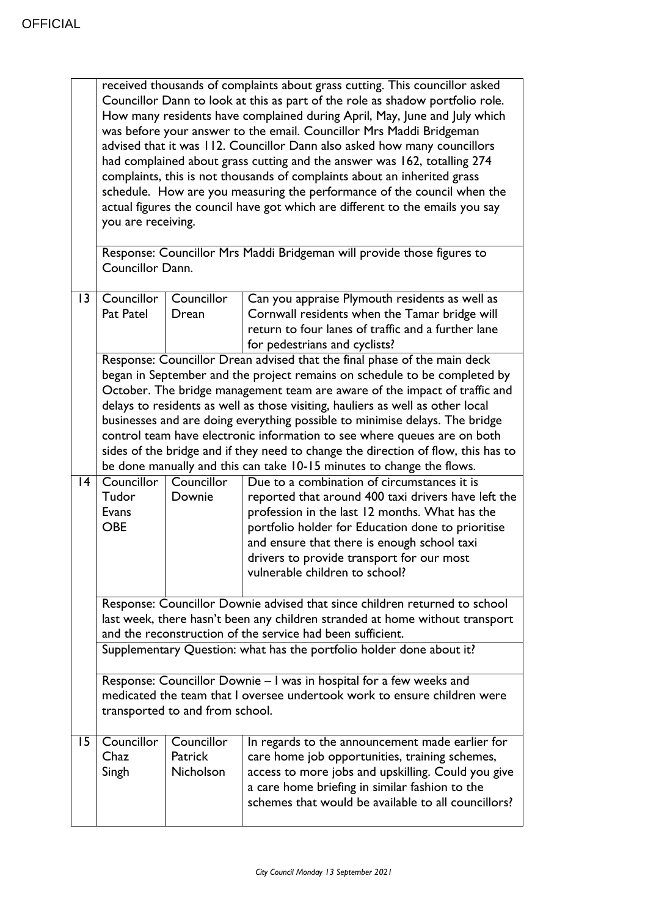| | | | |
|---|---|---|---|
| | received thousands of complaints about grass cutting. This councillor asked Councillor Dann to look at this as part of the role as shadow portfolio role. How many residents have complained during April, May, June and July which was before your answer to the email. Councillor Mrs Maddi Bridgeman advised that it was 112. Councillor Dann also asked how many councillors had complained about grass cutting and the answer was 162, totalling 274 complaints, this is not thousands of complaints about an inherited grass schedule. How are you measuring the performance of the council when the actual figures the council have got which are different to the emails you say you are receiving. | | |
| | Response: Councillor Mrs Maddi Bridgeman will provide those figures to Councillor Dann. | | |
| 13 | Councillor Pat Patel | Councillor Drean | Can you appraise Plymouth residents as well as Cornwall residents when the Tamar bridge will return to four lanes of traffic and a further lane for pedestrians and cyclists? |
| | Response: Councillor Drean advised that the final phase of the main deck began in September and the project remains on schedule to be completed by October. The bridge management team are aware of the impact of traffic and delays to residents as well as those visiting, hauliers as well as other local businesses and are doing everything possible to minimise delays. The bridge control team have electronic information to see where queues are on both sides of the bridge and if they need to change the direction of flow, this has to be done manually and this can take 10-15 minutes to change the flows. | | |
| 14 | Councillor Tudor Evans OBE | Councillor Downie | Due to a combination of circumstances it is reported that around 400 taxi drivers have left the profession in the last 12 months. What has the portfolio holder for Education done to prioritise and ensure that there is enough school taxi drivers to provide transport for our most vulnerable children to school? |
| | Response: Councillor Downie advised that since children returned to school last week, there hasn't been any children stranded at home without transport and the reconstruction of the service had been sufficient. | | |
| | Supplementary Question: what has the portfolio holder done about it? | | |
| | Response: Councillor Downie – I was in hospital for a few weeks and medicated the team that I oversee undertook work to ensure children were transported to and from school. | | |
| 15 | Councillor Chaz Singh | Councillor Patrick Nicholson | In regards to the announcement made earlier for care home job opportunities, training schemes, access to more jobs and upskilling. Could you give a care home briefing in similar fashion to the schemes that would be available to all councillors? |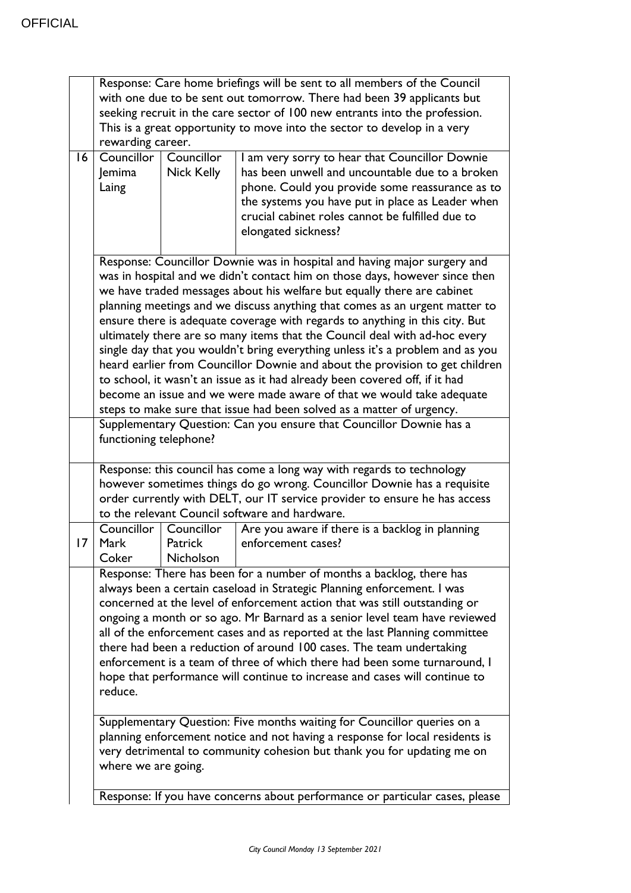| | | | |
|---|---|---|---|
| | Response: Care home briefings will be sent to all members of the Council with one due to be sent out tomorrow. There had been 39 applicants but seeking recruit in the care sector of 100 new entrants into the profession. This is a great opportunity to move into the sector to develop in a very rewarding career. | | |
| 16 | Councillor Jemima Laing | Councillor Nick Kelly | I am very sorry to hear that Councillor Downie has been unwell and uncountable due to a broken phone. Could you provide some reassurance as to the systems you have put in place as Leader when crucial cabinet roles cannot be fulfilled due to elongated sickness? |
| | Response: Councillor Downie was in hospital and having major surgery and was in hospital and we didn't contact him on those days, however since then we have traded messages about his welfare but equally there are cabinet planning meetings and we discuss anything that comes as an urgent matter to ensure there is adequate coverage with regards to anything in this city. But ultimately there are so many items that the Council deal with ad-hoc every single day that you wouldn't bring everything unless it's a problem and as you heard earlier from Councillor Downie and about the provision to get children to school, it wasn't an issue as it had already been covered off, if it had become an issue and we were made aware of that we would take adequate steps to make sure that issue had been solved as a matter of urgency. | | |
| | Supplementary Question: Can you ensure that Councillor Downie has a functioning telephone? | | |
| | Response: this council has come a long way with regards to technology however sometimes things do go wrong. Councillor Downie has a requisite order currently with DELT, our IT service provider to ensure he has access to the relevant Council software and hardware. | | |
| 17 | Councillor Mark Coker | Councillor Patrick Nicholson | Are you aware if there is a backlog in planning enforcement cases? |
| | Response: There has been for a number of months a backlog, there has always been a certain caseload in Strategic Planning enforcement. I was concerned at the level of enforcement action that was still outstanding or ongoing a month or so ago. Mr Barnard as a senior level team have reviewed all of the enforcement cases and as reported at the last Planning committee there had been a reduction of around 100 cases. The team undertaking enforcement is a team of three of which there had been some turnaround, I hope that performance will continue to increase and cases will continue to reduce. | | |
| | Supplementary Question: Five months waiting for Councillor queries on a planning enforcement notice and not having a response for local residents is very detrimental to community cohesion but thank you for updating me on where we are going. | | |
| | Response: If you have concerns about performance or particular cases, please | | |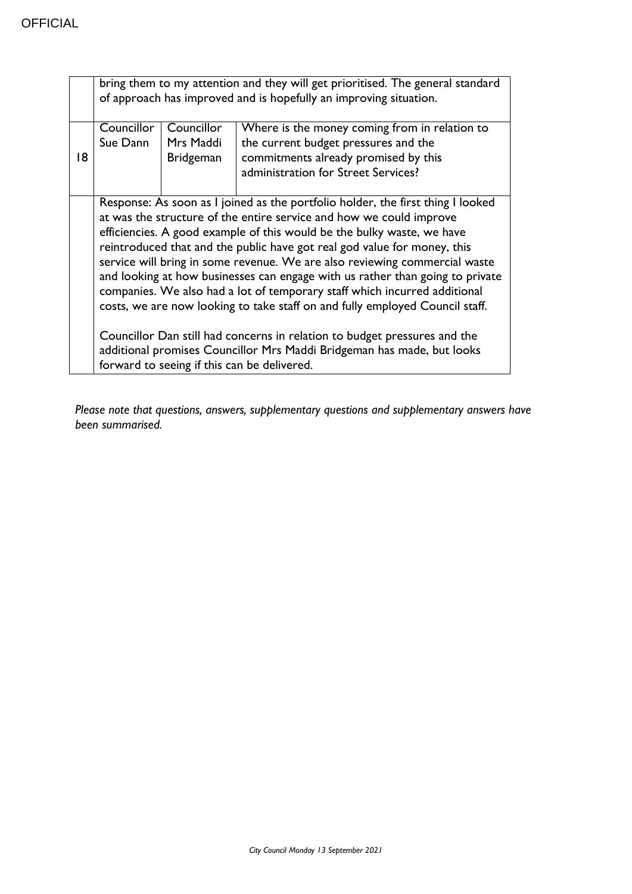| | | | |
|---|---|---|---|
| | bring them to my attention and they will get prioritised. The general standard of approach has improved and is hopefully an improving situation. | | |
| 18 | Councillor Sue Dann | Councillor Mrs Maddi Bridgeman | Where is the money coming from in relation to the current budget pressures and the commitments already promised by this administration for Street Services? |
| | Response: As soon as I joined as the portfolio holder, the first thing I looked at was the structure of the entire service and how we could improve efficiencies. A good example of this would be the bulky waste, we have reintroduced that and the public have got real god value for money, this service will bring in some revenue. We are also reviewing commercial waste and looking at how businesses can engage with us rather than going to private companies. We also had a lot of temporary staff which incurred additional costs, we are now looking to take staff on and fully employed Council staff.<br><br>Councillor Dan still had concerns in relation to budget pressures and the additional promises Councillor Mrs Maddi Bridgeman has made, but looks forward to seeing if this can be delivered. | | |

*Please note that questions, answers, supplementary questions and supplementary answers have been summarised.*